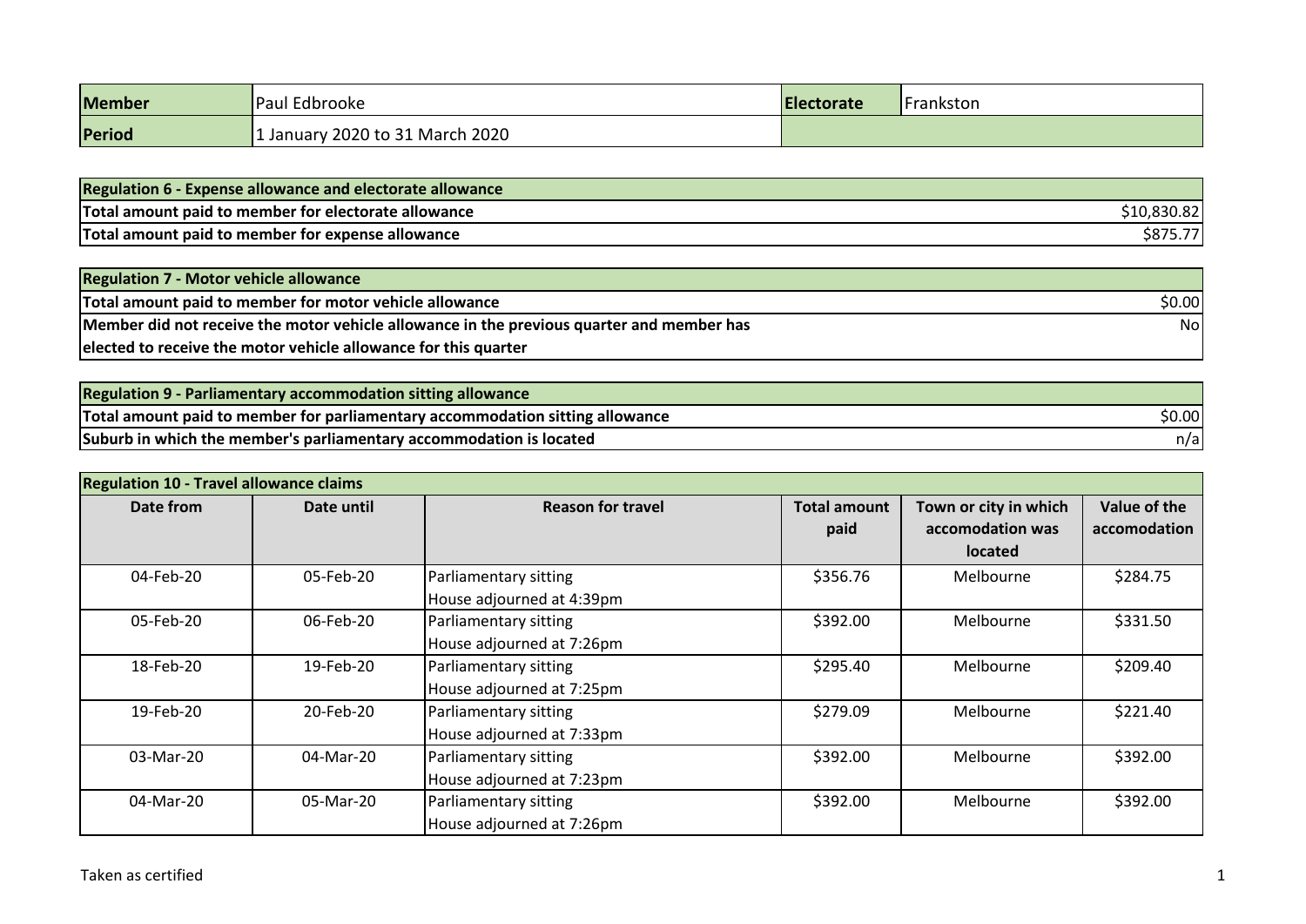| **Member** | Paul Edbrooke | **Electorate** | Frankston |
|---|---|---|---|
| **Period** | 1 January 2020 to 31 March 2020 | | |

| **Regulation 6 - Expense allowance and electorate allowance** | |
|---|---|
| **Total amount paid to member for electorate allowance** | $10,830.82 |
| **Total amount paid to member for expense allowance** | $875.77 |

| **Regulation 7 - Motor vehicle allowance** | |
|---|---|
| **Total amount paid to member for motor vehicle allowance** | $0.00 |
| **Member did not receive the motor vehicle allowance in the previous quarter and member has elected to receive the motor vehicle allowance for this quarter** | No |

| **Regulation 9 - Parliamentary accommodation sitting allowance** | |
|---|---|
| **Total amount paid to member for parliamentary accommodation sitting allowance** | $0.00 |
| **Suburb in which the member's parliamentary accommodation is located** | n/a |

**Regulation 10 - Travel allowance claims**

| Date from | Date until | Reason for travel | Total amount paid | Town or city in which accomodation was located | Value of the accomodation |
|---|---|---|---|---|---|
| 04-Feb-20 | 05-Feb-20 | Parliamentary sitting<br>House adjourned at 4:39pm | $356.76 | Melbourne | $284.75 |
| 05-Feb-20 | 06-Feb-20 | Parliamentary sitting<br>House adjourned at 7:26pm | $392.00 | Melbourne | $331.50 |
| 18-Feb-20 | 19-Feb-20 | Parliamentary sitting<br>House adjourned at 7:25pm | $295.40 | Melbourne | $209.40 |
| 19-Feb-20 | 20-Feb-20 | Parliamentary sitting<br>House adjourned at 7:33pm | $279.09 | Melbourne | $221.40 |
| 03-Mar-20 | 04-Mar-20 | Parliamentary sitting<br>House adjourned at 7:23pm | $392.00 | Melbourne | $392.00 |
| 04-Mar-20 | 05-Mar-20 | Parliamentary sitting<br>House adjourned at 7:26pm | $392.00 | Melbourne | $392.00 |

Taken as certified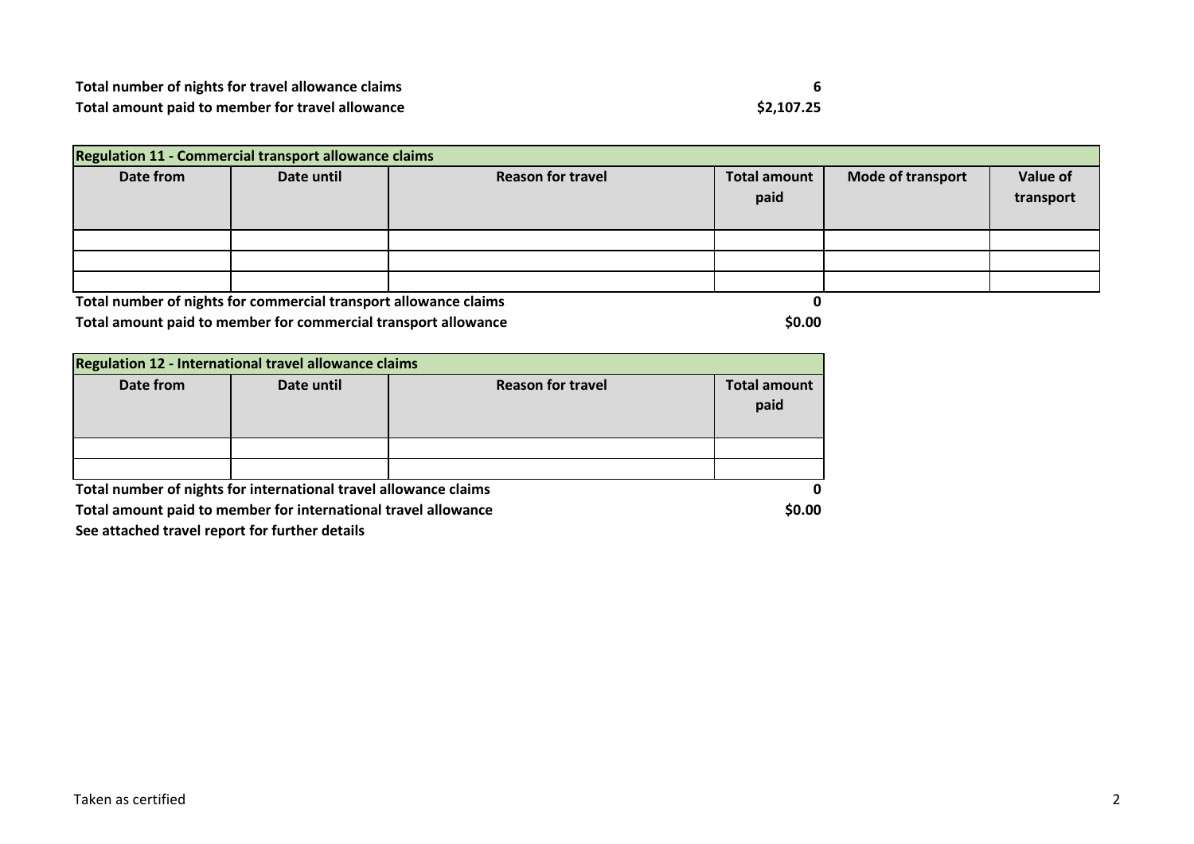**Total number of nights for travel allowance claims** **6**

**Total amount paid to member for travel allowance** **$2,107.25**

| Regulation 11 - Commercial transport allowance claims | | | | | |
|---|---|---|---|---|---|
| **Date from** | **Date until** | **Reason for travel** | **Total amount paid** | **Mode of transport** | **Value of transport** |
| | | | | | |
| | | | | | |
| | | | | | |

**Total number of nights for commercial transport allowance claims** **0**

**Total amount paid to member for commercial transport allowance** **$0.00**

| Regulation 12 - International travel allowance claims | | | |
|---|---|---|---|
| **Date from** | **Date until** | **Reason for travel** | **Total amount paid** |
| | | | |
| | | | |

**Total number of nights for international travel allowance claims** **0**

**Total amount paid to member for international travel allowance** **$0.00**

**See attached travel report for further details**

Taken as certified